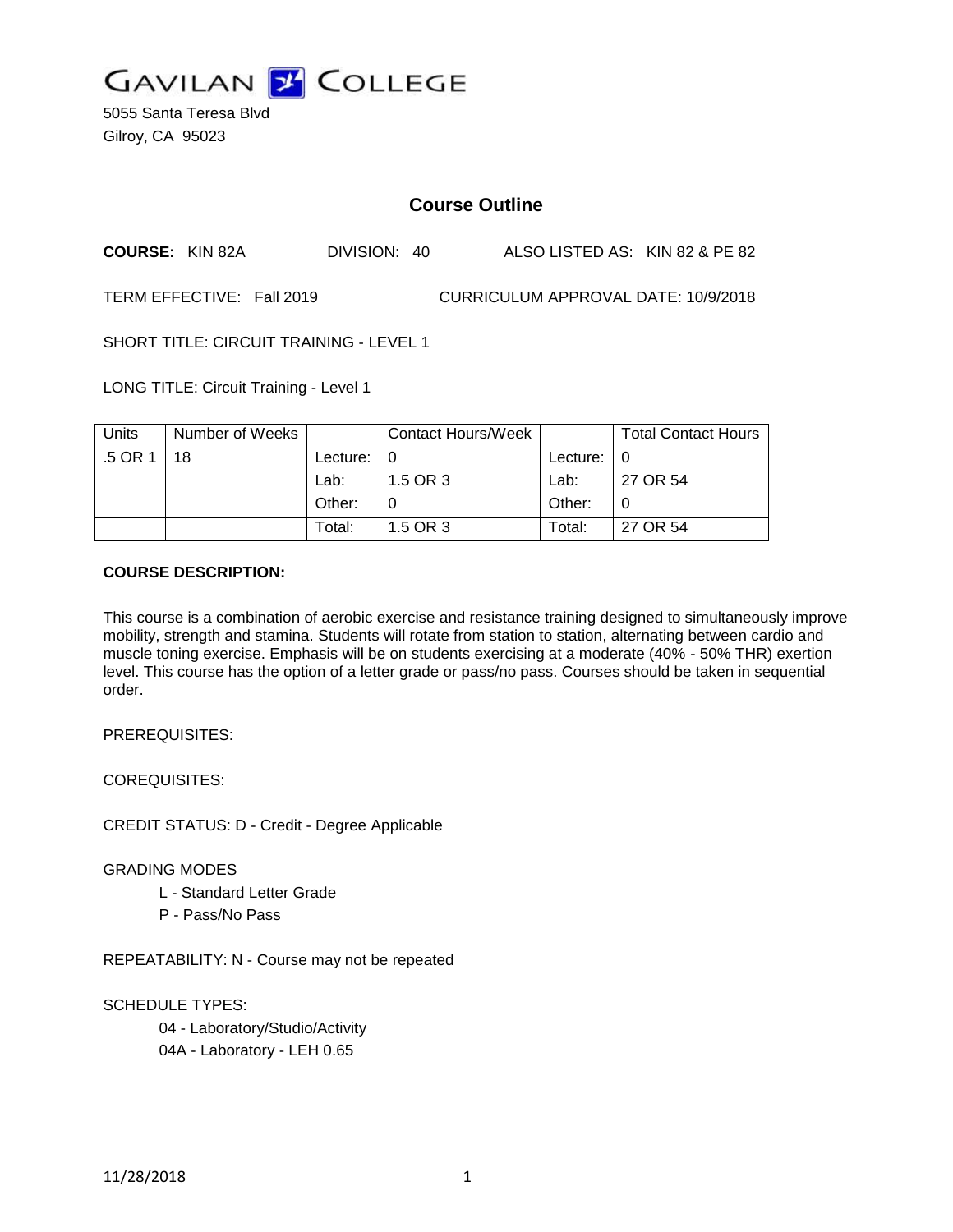GAVILAN COLLEGE

5055 Santa Teresa Blvd
Gilroy, CA 95023

## Course Outline

**COURSE:** KIN 82A DIVISION: 40 ALSO LISTED AS: KIN 82 & PE 82

TERM EFFECTIVE: Fall 2019 CURRICULUM APPROVAL DATE: 10/9/2018

SHORT TITLE: CIRCUIT TRAINING - LEVEL 1

LONG TITLE: Circuit Training - Level 1

| Units | Number of Weeks | | Contact Hours/Week | | Total Contact Hours |
|---|---|---|---|---|---|
| .5 OR 1 | 18 | Lecture: | 0 | Lecture: | 0 |
| | | Lab: | 1.5 OR 3 | Lab: | 27 OR 54 |
| | | Other: | 0 | Other: | 0 |
| | | Total: | 1.5 OR 3 | Total: | 27 OR 54 |

**COURSE DESCRIPTION:**

This course is a combination of aerobic exercise and resistance training designed to simultaneously improve mobility, strength and stamina. Students will rotate from station to station, alternating between cardio and muscle toning exercise. Emphasis will be on students exercising at a moderate (40% - 50% THR) exertion level. This course has the option of a letter grade or pass/no pass. Courses should be taken in sequential order.

PREREQUISITES:

COREQUISITES:

CREDIT STATUS: D - Credit - Degree Applicable

GRADING MODES

- L - Standard Letter Grade
- P - Pass/No Pass

REPEATABILITY: N - Course may not be repeated

SCHEDULE TYPES:

- 04 - Laboratory/Studio/Activity
- 04A - Laboratory - LEH 0.65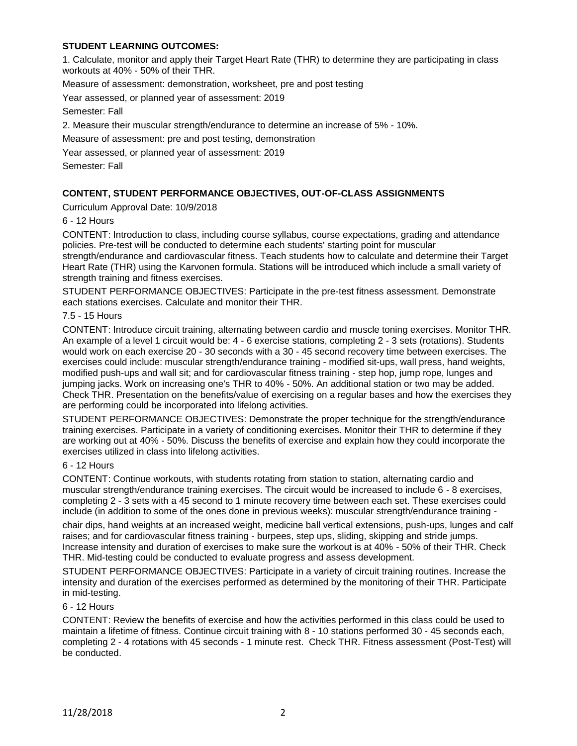**STUDENT LEARNING OUTCOMES:**

1. Calculate, monitor and apply their Target Heart Rate (THR) to determine they are participating in class workouts at 40% - 50% of their THR.

Measure of assessment: demonstration, worksheet, pre and post testing

Year assessed, or planned year of assessment: 2019

Semester: Fall

2. Measure their muscular strength/endurance to determine an increase of 5% - 10%.

Measure of assessment: pre and post testing, demonstration

Year assessed, or planned year of assessment: 2019

Semester: Fall

**CONTENT, STUDENT PERFORMANCE OBJECTIVES, OUT-OF-CLASS ASSIGNMENTS**

Curriculum Approval Date: 10/9/2018

6 - 12 Hours

CONTENT: Introduction to class, including course syllabus, course expectations, grading and attendance policies. Pre-test will be conducted to determine each students' starting point for muscular strength/endurance and cardiovascular fitness. Teach students how to calculate and determine their Target Heart Rate (THR) using the Karvonen formula. Stations will be introduced which include a small variety of strength training and fitness exercises.

STUDENT PERFORMANCE OBJECTIVES: Participate in the pre-test fitness assessment. Demonstrate each stations exercises. Calculate and monitor their THR.

7.5 - 15 Hours

CONTENT: Introduce circuit training, alternating between cardio and muscle toning exercises. Monitor THR. An example of a level 1 circuit would be: 4 - 6 exercise stations, completing 2 - 3 sets (rotations). Students would work on each exercise 20 - 30 seconds with a 30 - 45 second recovery time between exercises. The exercises could include: muscular strength/endurance training - modified sit-ups, wall press, hand weights, modified push-ups and wall sit; and for cardiovascular fitness training - step hop, jump rope, lunges and jumping jacks. Work on increasing one's THR to 40% - 50%. An additional station or two may be added. Check THR. Presentation on the benefits/value of exercising on a regular bases and how the exercises they are performing could be incorporated into lifelong activities.

STUDENT PERFORMANCE OBJECTIVES: Demonstrate the proper technique for the strength/endurance training exercises. Participate in a variety of conditioning exercises. Monitor their THR to determine if they are working out at 40% - 50%. Discuss the benefits of exercise and explain how they could incorporate the exercises utilized in class into lifelong activities.

6 - 12 Hours

CONTENT: Continue workouts, with students rotating from station to station, alternating cardio and muscular strength/endurance training exercises. The circuit would be increased to include 6 - 8 exercises, completing 2 - 3 sets with a 45 second to 1 minute recovery time between each set. These exercises could include (in addition to some of the ones done in previous weeks): muscular strength/endurance training - chair dips, hand weights at an increased weight, medicine ball vertical extensions, push-ups, lunges and calf raises; and for cardiovascular fitness training - burpees, step ups, sliding, skipping and stride jumps. Increase intensity and duration of exercises to make sure the workout is at 40% - 50% of their THR. Check THR. Mid-testing could be conducted to evaluate progress and assess development.

STUDENT PERFORMANCE OBJECTIVES: Participate in a variety of circuit training routines. Increase the intensity and duration of the exercises performed as determined by the monitoring of their THR. Participate in mid-testing.

6 - 12 Hours

CONTENT: Review the benefits of exercise and how the activities performed in this class could be used to maintain a lifetime of fitness. Continue circuit training with 8 - 10 stations performed 30 - 45 seconds each, completing 2 - 4 rotations with 45 seconds - 1 minute rest. Check THR. Fitness assessment (Post-Test) will be conducted.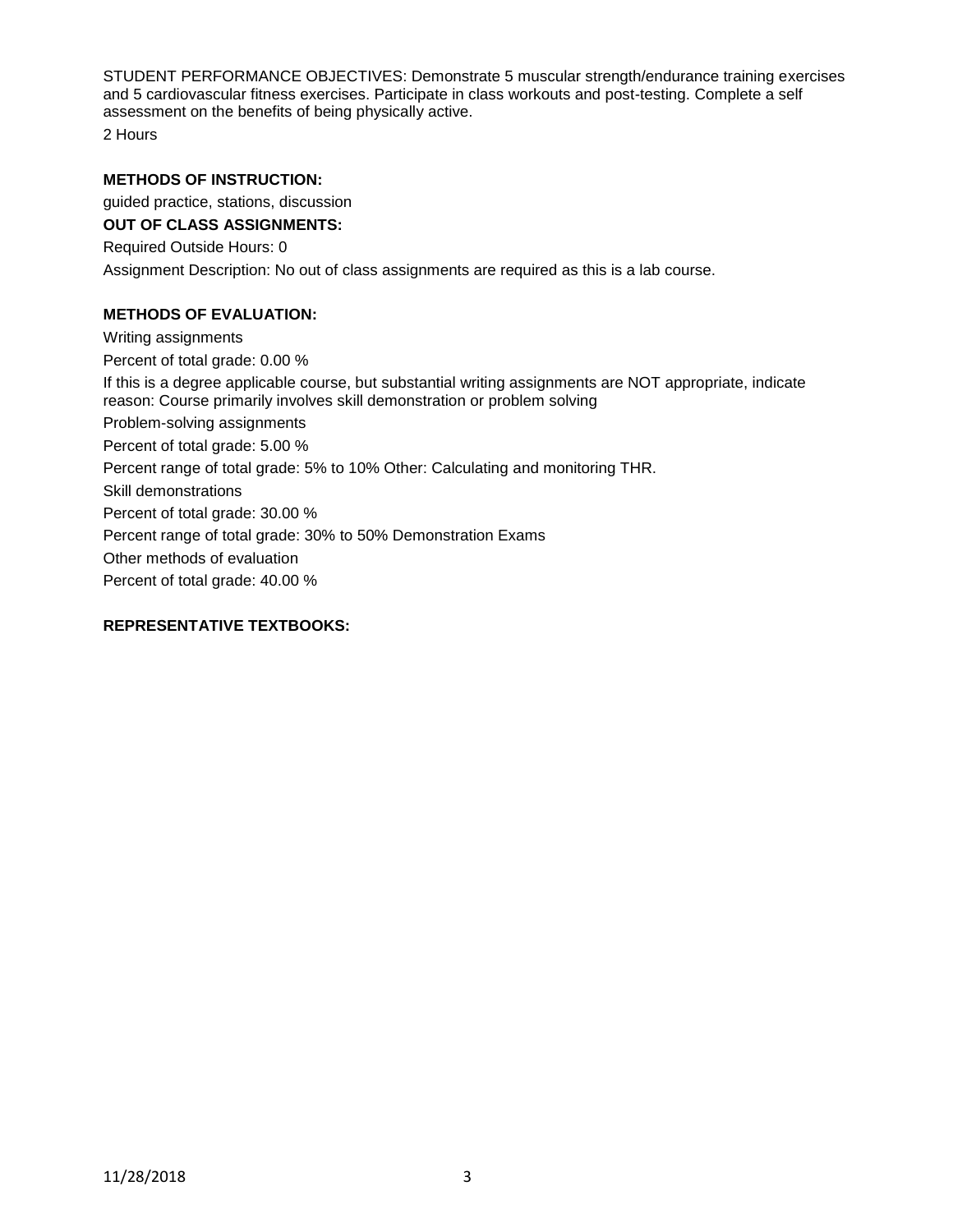STUDENT PERFORMANCE OBJECTIVES: Demonstrate 5 muscular strength/endurance training exercises and 5 cardiovascular fitness exercises. Participate in class workouts and post-testing. Complete a self assessment on the benefits of being physically active.

2 Hours

**METHODS OF INSTRUCTION:**

guided practice, stations, discussion

**OUT OF CLASS ASSIGNMENTS:**

Required Outside Hours: 0

Assignment Description: No out of class assignments are required as this is a lab course.

**METHODS OF EVALUATION:**

Writing assignments

Percent of total grade: 0.00 %

If this is a degree applicable course, but substantial writing assignments are NOT appropriate, indicate reason: Course primarily involves skill demonstration or problem solving

Problem-solving assignments

Percent of total grade: 5.00 %

Percent range of total grade: 5% to 10% Other: Calculating and monitoring THR.

Skill demonstrations

Percent of total grade: 30.00 %

Percent range of total grade: 30% to 50% Demonstration Exams

Other methods of evaluation

Percent of total grade: 40.00 %

**REPRESENTATIVE TEXTBOOKS:**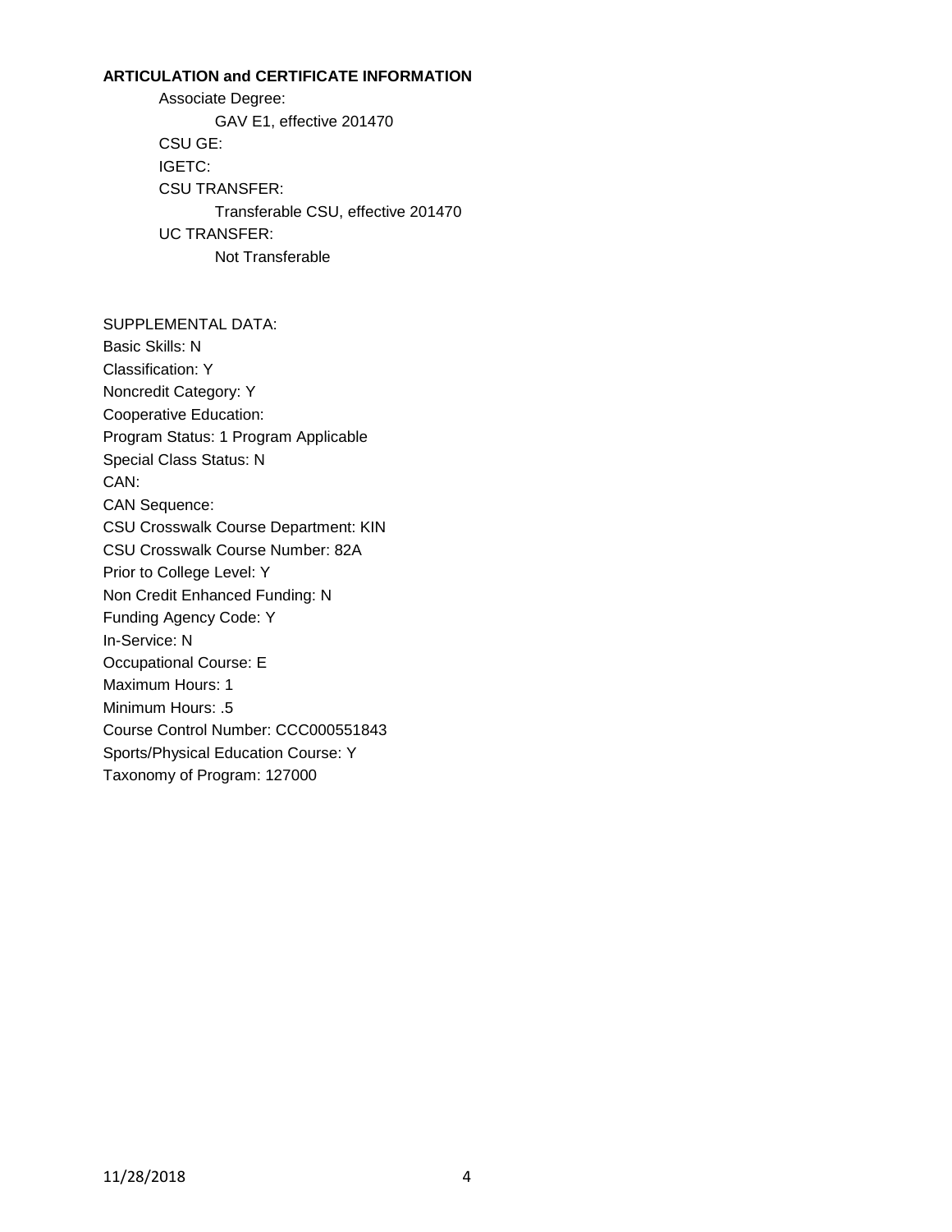**ARTICULATION and CERTIFICATE INFORMATION**

Associate Degree:

GAV E1, effective 201470

CSU GE:

IGETC:

CSU TRANSFER:

Transferable CSU, effective 201470

UC TRANSFER:

Not Transferable

SUPPLEMENTAL DATA:

Basic Skills: N

Classification: Y

Noncredit Category: Y

Cooperative Education:

Program Status: 1 Program Applicable

Special Class Status: N

CAN:

CAN Sequence:

CSU Crosswalk Course Department: KIN

CSU Crosswalk Course Number: 82A

Prior to College Level: Y

Non Credit Enhanced Funding: N

Funding Agency Code: Y

In-Service: N

Occupational Course: E

Maximum Hours: 1

Minimum Hours: .5

Course Control Number: CCC000551843

Sports/Physical Education Course: Y

Taxonomy of Program: 127000